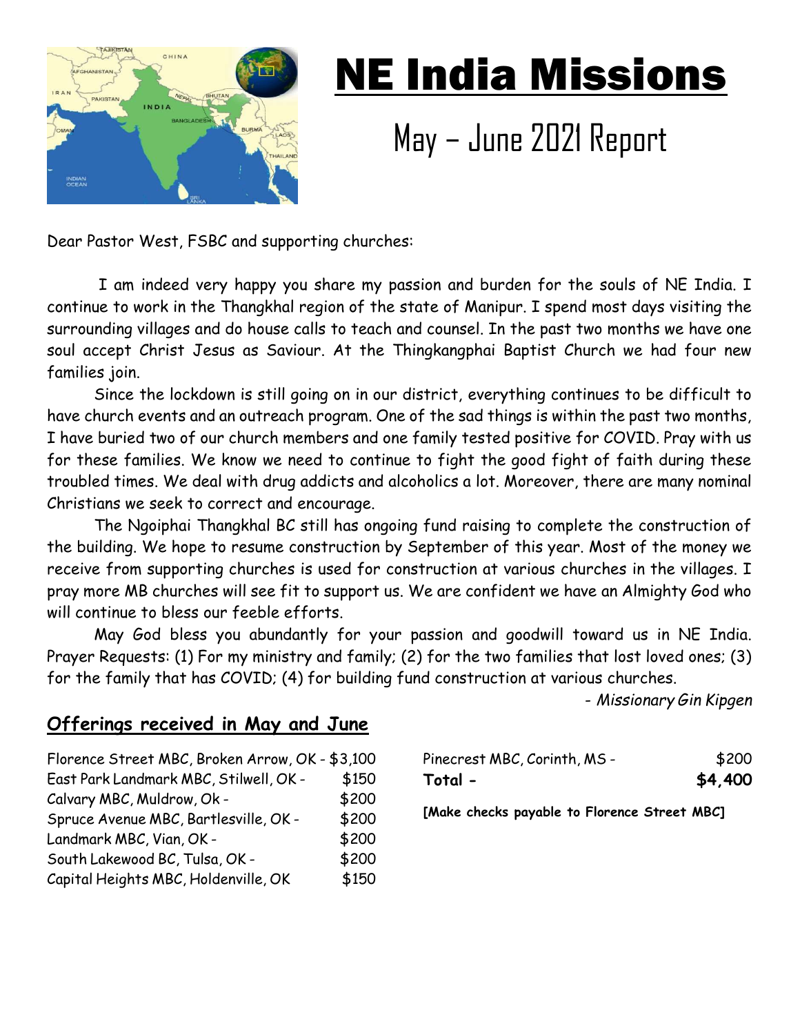# NE India Missions

## May – June 2021 Report

Dear Pastor West, FSBC and supporting churches:

I am indeed very happy you share my passion and burden for the souls of NE India. I continue to work in the Thangkhal region of the state of Manipur. I spend most days visiting the surrounding villages and do house calls to teach and counsel. In the past two months we have one soul accept Christ Jesus as Saviour. At the Thingkangphai Baptist Church we had four new families join.

Since the lockdown is still going on in our district, everything continues to be difficult to have church events and an outreach program. One of the sad things is within the past two months, I have buried two of our church members and one family tested positive for COVID. Pray with us for these families. We know we need to continue to fight the good fight of faith during these troubled times. We deal with drug addicts and alcoholics a lot. Moreover, there are many nominal Christians we seek to correct and encourage.

The Ngoiphai Thangkhal BC still has ongoing fund raising to complete the construction of the building. We hope to resume construction by September of this year. Most of the money we receive from supporting churches is used for construction at various churches in the villages. I pray more MB churches will see fit to support us. We are confident we have an Almighty God who will continue to bless our feeble efforts.

May God bless you abundantly for your passion and goodwill toward us in NE India. Prayer Requests: (1) For my ministry and family; (2) for the two families that lost loved ones; (3) for the family that has COVID; (4) for building fund construction at various churches.

- *Missionary Gin Kipgen*

## Offerings received in May and June

| Church | Amount |
|---|---|
| Florence Street MBC, Broken Arrow, OK - | $3,100 |
| East Park Landmark MBC, Stilwell, OK - | $150 |
| Calvary MBC, Muldrow, Ok - | $200 |
| Spruce Avenue MBC, Bartlesville, OK - | $200 |
| Landmark MBC, Vian, OK - | $200 |
| South Lakewood BC, Tulsa, OK - | $200 |
| Capital Heights MBC, Holdenville, OK | $150 |
| Pinecrest MBC, Corinth, MS - | $200 |
| **Total -** | **$4,400** |

**[Make checks payable to Florence Street MBC]**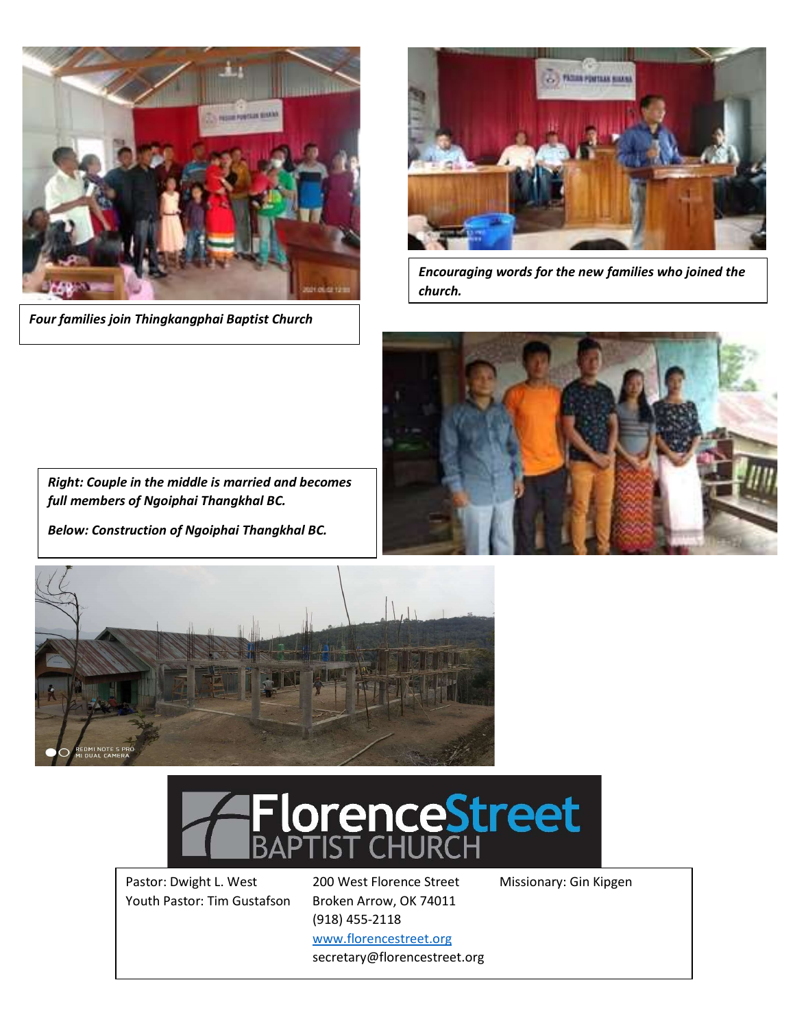*Four families join Thingkangphai Baptist Church*

*Encouraging words for the new families who joined the church.*

*Right: Couple in the middle is married and becomes full members of Ngoiphai Thangkhal BC.*

*Below: Construction of Ngoiphai Thangkhal BC.*

FlorenceStreet
BAPTIST CHURCH

Pastor: Dwight L. West
Youth Pastor: Tim Gustafson

200 West Florence Street
Broken Arrow, OK 74011
(918) 455-2118
[www.florencestreet.org](http://www.florencestreet.org)
secretary@florencestreet.org

Missionary: Gin Kipgen